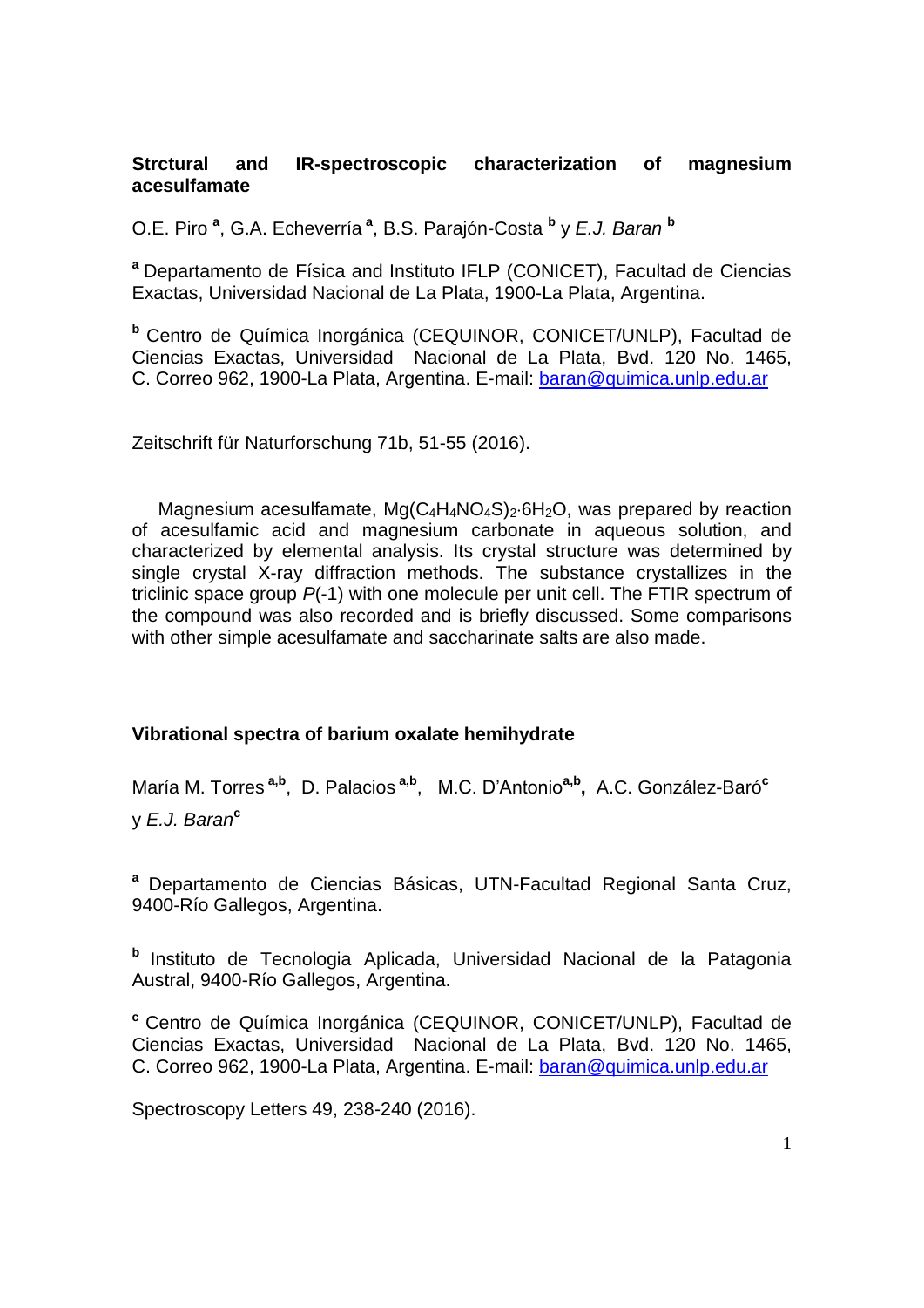**Strctural and IR-spectroscopic characterization of magnesium acesulfamate**

O.E. Piro [a], G.A. Echeverría [a], B.S. Parajón-Costa [b] y *E.J. Baran* [b]

[a] Departamento de Física and Instituto IFLP (CONICET), Facultad de Ciencias Exactas, Universidad Nacional de La Plata, 1900-La Plata, Argentina.

[b] Centro de Química Inorgánica (CEQUINOR, CONICET/UNLP), Facultad de Ciencias Exactas, Universidad Nacional de La Plata, Bvd. 120 No. 1465, C. Correo 962, 1900-La Plata, Argentina. E-mail: baran@quimica.unlp.edu.ar

Zeitschrift für Naturforschung 71b, 51-55 (2016).

Magnesium acesulfamate, $Mg(C_4H_4NO_4S)_2{\cdot}6H_2O$, was prepared by reaction of acesulfamic acid and magnesium carbonate in aqueous solution, and characterized by elemental analysis. Its crystal structure was determined by single crystal X-ray diffraction methods. The substance crystallizes in the triclinic space group *P*(-1) with one molecule per unit cell. The FTIR spectrum of the compound was also recorded and is briefly discussed. Some comparisons with other simple acesulfamate and saccharinate salts are also made.

**Vibrational spectra of barium oxalate hemihydrate**

María M. Torres [a,b], D. Palacios [a,b], M.C. D'Antonio[a,b], A.C. González-Baró[c] y *E.J. Baran*[c]

[a] Departamento de Ciencias Básicas, UTN-Facultad Regional Santa Cruz, 9400-Río Gallegos, Argentina.

[b] Instituto de Tecnologia Aplicada, Universidad Nacional de la Patagonia Austral, 9400-Río Gallegos, Argentina.

[c] Centro de Química Inorgánica (CEQUINOR, CONICET/UNLP), Facultad de Ciencias Exactas, Universidad Nacional de La Plata, Bvd. 120 No. 1465, C. Correo 962, 1900-La Plata, Argentina. E-mail: baran@quimica.unlp.edu.ar

Spectroscopy Letters 49, 238-240 (2016).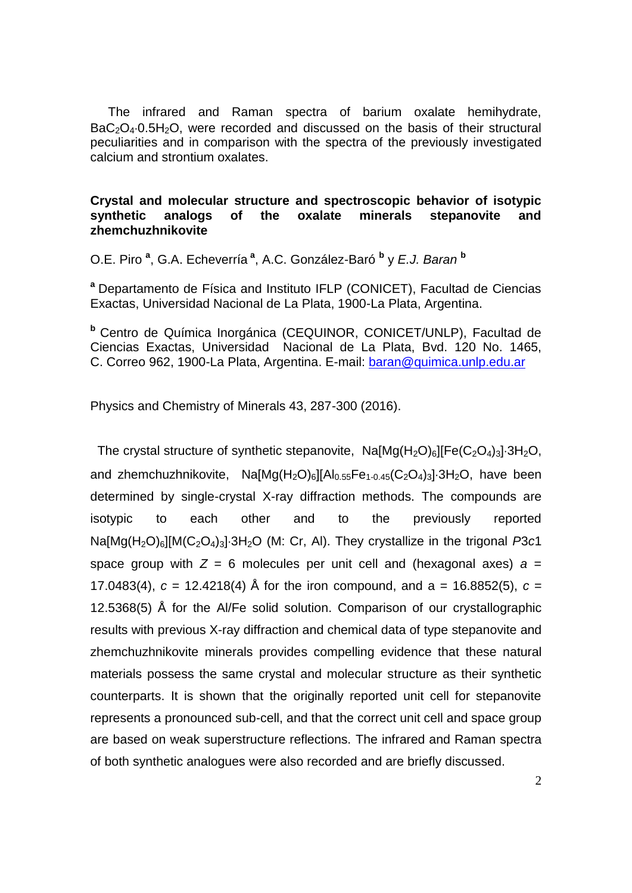The infrared and Raman spectra of barium oxalate hemihydrate, $BaC_2O_4{\cdot}0.5H_2O$, were recorded and discussed on the basis of their structural peculiarities and in comparison with the spectra of the previously investigated calcium and strontium oxalates.

### Crystal and molecular structure and spectroscopic behavior of isotypic synthetic analogs of the oxalate minerals stepanovite and zhemchuzhnikovite

O.E. Piro [a], G.A. Echeverría [a], A.C. González-Baró [b] y *E.J. Baran* [b]

[a] Departamento de Física and Instituto IFLP (CONICET), Facultad de Ciencias Exactas, Universidad Nacional de La Plata, 1900-La Plata, Argentina.

[b] Centro de Química Inorgánica (CEQUINOR, CONICET/UNLP), Facultad de Ciencias Exactas, Universidad Nacional de La Plata, Bvd. 120 No. 1465, C. Correo 962, 1900-La Plata, Argentina. E-mail: baran@quimica.unlp.edu.ar

Physics and Chemistry of Minerals 43, 287-300 (2016).

The crystal structure of synthetic stepanovite, $Na[Mg(H_2O)_6][Fe(C_2O_4)_3]{\cdot}3H_2O$, and zhemchuzhnikovite, $Na[Mg(H_2O)_6][Al_{0.55}Fe_{1\text{-}0.45}(C_2O_4)_3]{\cdot}3H_2O$, have been determined by single-crystal X-ray diffraction methods. The compounds are isotypic to each other and to the previously reported $Na[Mg(H_2O)_6][M(C_2O_4)_3]{\cdot}3H_2O$ (M: Cr, Al). They crystallize in the trigonal *P*3*c*1 space group with $Z$ = 6 molecules per unit cell and (hexagonal axes) $a$ = 17.0483(4), $c$ = 12.4218(4) Å for the iron compound, and a = 16.8852(5), $c$ = 12.5368(5) Å for the Al/Fe solid solution. Comparison of our crystallographic results with previous X-ray diffraction and chemical data of type stepanovite and zhemchuzhnikovite minerals provides compelling evidence that these natural materials possess the same crystal and molecular structure as their synthetic counterparts. It is shown that the originally reported unit cell for stepanovite represents a pronounced sub-cell, and that the correct unit cell and space group are based on weak superstructure reflections. The infrared and Raman spectra of both synthetic analogues were also recorded and are briefly discussed.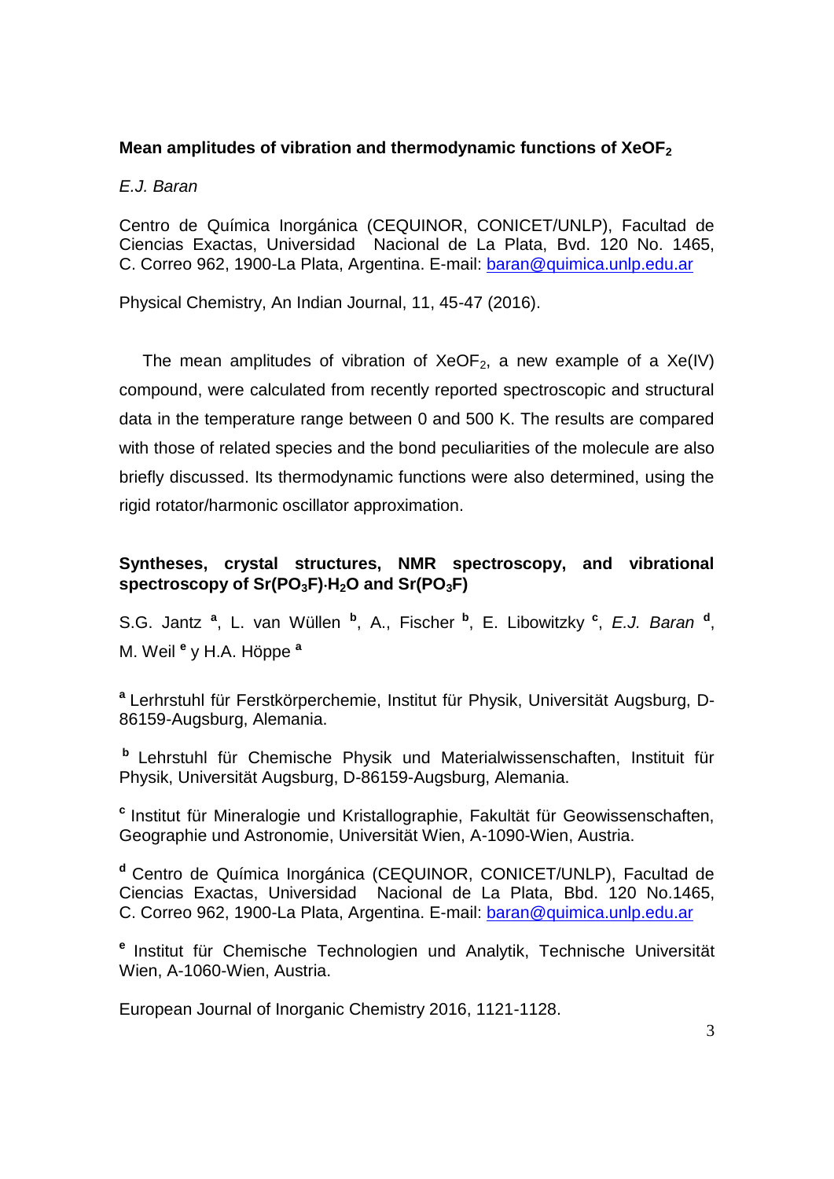**Mean amplitudes of vibration and thermodynamic functions of $XeOF_2$**

*E.J. Baran*

Centro de Química Inorgánica (CEQUINOR, CONICET/UNLP), Facultad de Ciencias Exactas, Universidad Nacional de La Plata, Bvd. 120 No. 1465, C. Correo 962, 1900-La Plata, Argentina. E-mail: baran@quimica.unlp.edu.ar

Physical Chemistry, An Indian Journal, 11, 45-47 (2016).

The mean amplitudes of vibration of $XeOF_2$, a new example of a Xe(IV) compound, were calculated from recently reported spectroscopic and structural data in the temperature range between 0 and 500 K. The results are compared with those of related species and the bond peculiarities of the molecule are also briefly discussed. Its thermodynamic functions were also determined, using the rigid rotator/harmonic oscillator approximation.

**Syntheses, crystal structures, NMR spectroscopy, and vibrational spectroscopy of $Sr(PO_3F)\cdot H_2O$ and $Sr(PO_3F)$**

S.G. Jantz [a], L. van Wüllen [b], A., Fischer [b], E. Libowitzky [c], *E.J. Baran* [d], M. Weil [e] y H.A. Höppe [a]

[a] Lerhrstuhl für Ferstkörperchemie, Institut für Physik, Universität Augsburg, D-86159-Augsburg, Alemania.

[b] Lehrstuhl für Chemische Physik und Materialwissenschaften, Instituit für Physik, Universität Augsburg, D-86159-Augsburg, Alemania.

[c] Institut für Mineralogie und Kristallographie, Fakultät für Geowissenschaften, Geographie und Astronomie, Universität Wien, A-1090-Wien, Austria.

[d] Centro de Química Inorgánica (CEQUINOR, CONICET/UNLP), Facultad de Ciencias Exactas, Universidad Nacional de La Plata, Bbd. 120 No.1465, C. Correo 962, 1900-La Plata, Argentina. E-mail: baran@quimica.unlp.edu.ar

[e] Institut für Chemische Technologien und Analytik, Technische Universität Wien, A-1060-Wien, Austria.

European Journal of Inorganic Chemistry 2016, 1121-1128.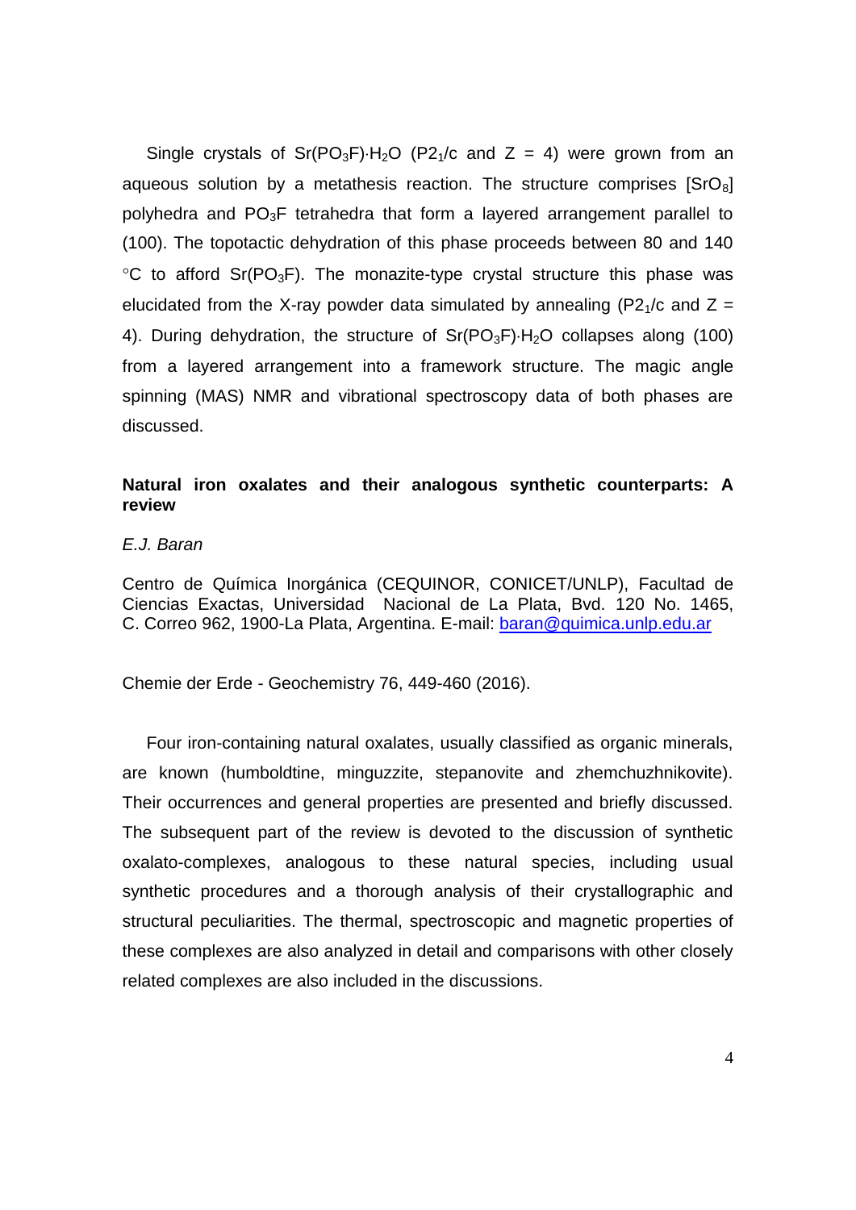Single crystals of $Sr(PO_3F){\cdot}H_2O$ ($P2_1/c$ and $Z = 4$) were grown from an aqueous solution by a metathesis reaction. The structure comprises $[SrO_8]$ polyhedra and $PO_3F$ tetrahedra that form a layered arrangement parallel to (100). The topotactic dehydration of this phase proceeds between 80 and 140 °C to afford $Sr(PO_3F)$. The monazite-type crystal structure this phase was elucidated from the X-ray powder data simulated by annealing ($P2_1/c$ and $Z = 4$). During dehydration, the structure of $Sr(PO_3F){\cdot}H_2O$ collapses along (100) from a layered arrangement into a framework structure. The magic angle spinning (MAS) NMR and vibrational spectroscopy data of both phases are discussed.

## Natural iron oxalates and their analogous synthetic counterparts: A review

*E.J. Baran*

Centro de Química Inorgánica (CEQUINOR, CONICET/UNLP), Facultad de Ciencias Exactas, Universidad Nacional de La Plata, Bvd. 120 No. 1465, C. Correo 962, 1900-La Plata, Argentina. E-mail: baran@quimica.unlp.edu.ar

Chemie der Erde - Geochemistry 76, 449-460 (2016).

Four iron-containing natural oxalates, usually classified as organic minerals, are known (humboldtine, minguzzite, stepanovite and zhemchuzhnikovite). Their occurrences and general properties are presented and briefly discussed. The subsequent part of the review is devoted to the discussion of synthetic oxalato-complexes, analogous to these natural species, including usual synthetic procedures and a thorough analysis of their crystallographic and structural peculiarities. The thermal, spectroscopic and magnetic properties of these complexes are also analyzed in detail and comparisons with other closely related complexes are also included in the discussions.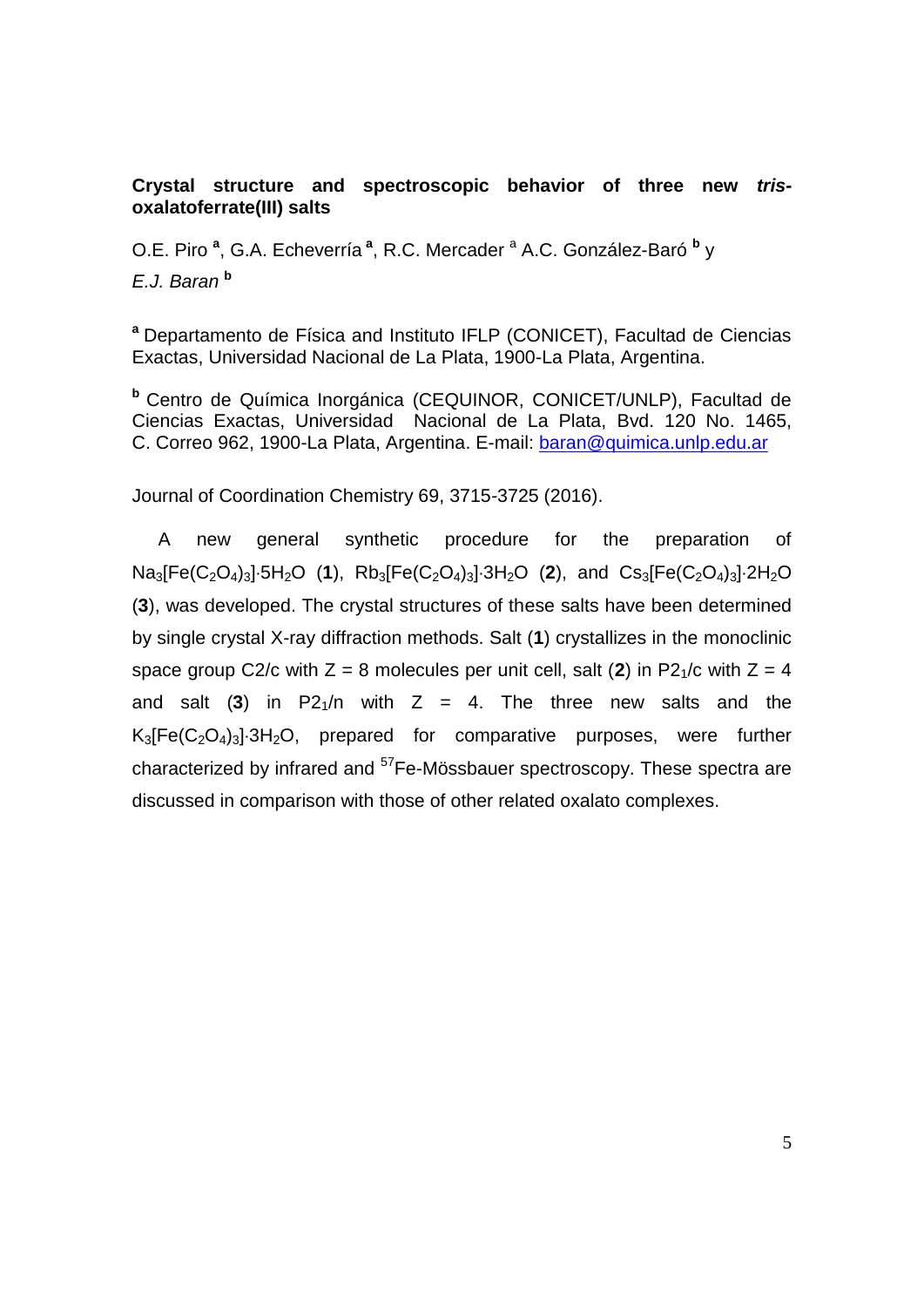**Crystal structure and spectroscopic behavior of three new *tris*-oxalatoferrate(III) salts**

O.E. Piro [a], G.A. Echeverría [a], R.C. Mercader [a] A.C. González-Baró [b] y *E.J. Baran* [b]

[a] Departamento de Física and Instituto IFLP (CONICET), Facultad de Ciencias Exactas, Universidad Nacional de La Plata, 1900-La Plata, Argentina.

[b] Centro de Química Inorgánica (CEQUINOR, CONICET/UNLP), Facultad de Ciencias Exactas, Universidad Nacional de La Plata, Bvd. 120 No. 1465, C. Correo 962, 1900-La Plata, Argentina. E-mail: baran@quimica.unlp.edu.ar

Journal of Coordination Chemistry 69, 3715-3725 (2016).

A new general synthetic procedure for the preparation of $Na_3[Fe(C_2O_4)_3]·5H_2O$ (**1**), $Rb_3[Fe(C_2O_4)_3]·3H_2O$ (**2**), and $Cs_3[Fe(C_2O_4)_3]·2H_2O$ (**3**), was developed. The crystal structures of these salts have been determined by single crystal X-ray diffraction methods. Salt (**1**) crystallizes in the monoclinic space group C2/c with Z = 8 molecules per unit cell, salt (**2**) in $P2_1/c$ with Z = 4 and salt (**3**) in $P2_1/n$ with Z = 4. The three new salts and the $K_3[Fe(C_2O_4)_3]·3H_2O$, prepared for comparative purposes, were further characterized by infrared and $^{57}$Fe-Mössbauer spectroscopy. These spectra are discussed in comparison with those of other related oxalato complexes.